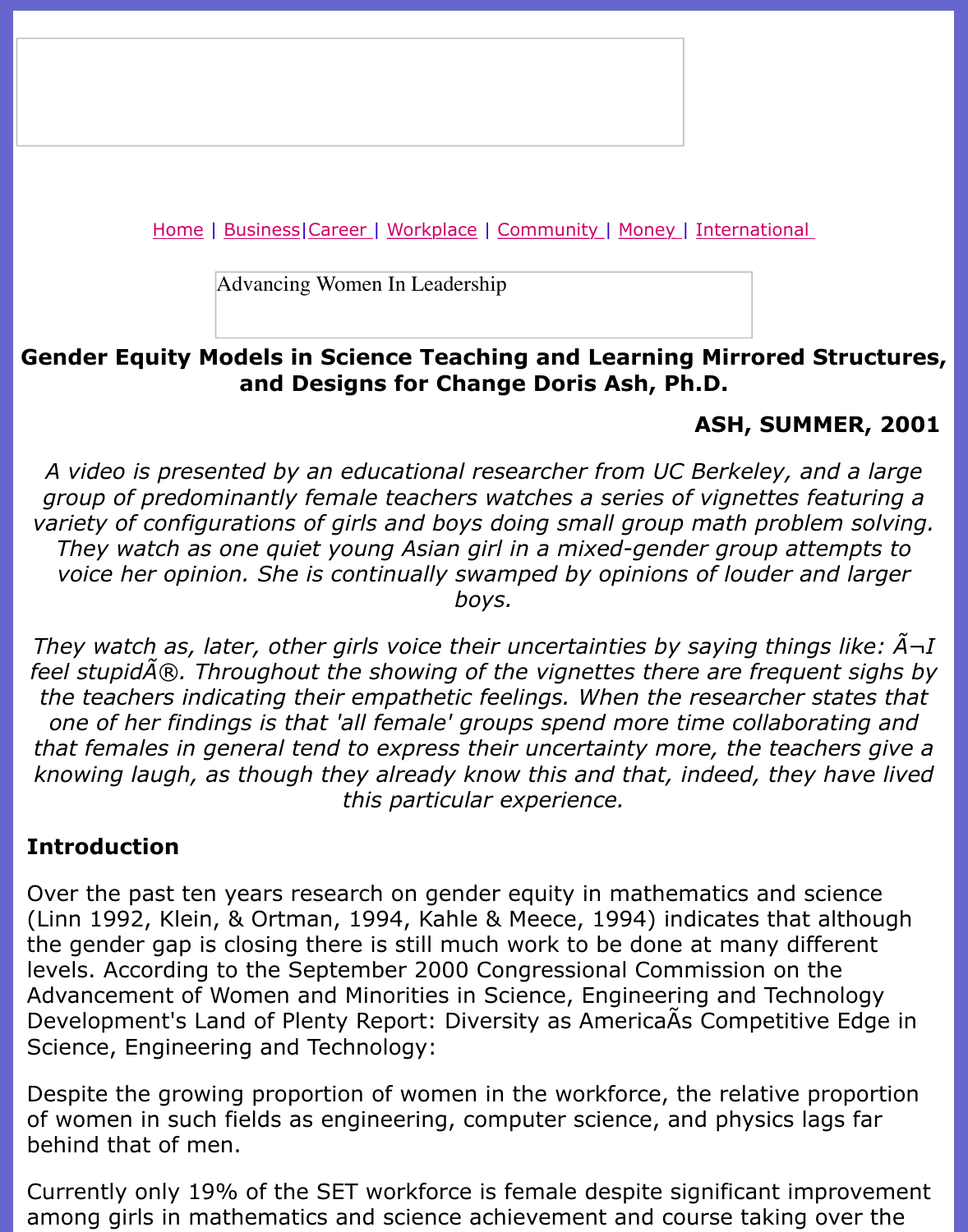Home | Business|Career | Workplace | Community | Money | International

Advancing Women In Leadership

# Gender Equity Models in Science Teaching and Learning Mirrored Structures, and Designs for Change Doris Ash, Ph.D.

**ASH, SUMMER, 2001**

*A video is presented by an educational researcher from UC Berkeley, and a large group of predominantly female teachers watches a series of vignettes featuring a variety of configurations of girls and boys doing small group math problem solving. They watch as one quiet young Asian girl in a mixed-gender group attempts to voice her opinion. She is continually swamped by opinions of louder and larger boys.*

*They watch as, later, other girls voice their uncertainties by saying things like: Ã¬I feel stupidÃ®. Throughout the showing of the vignettes there are frequent sighs by the teachers indicating their empathetic feelings. When the researcher states that one of her findings is that 'all female' groups spend more time collaborating and that females in general tend to express their uncertainty more, the teachers give a knowing laugh, as though they already know this and that, indeed, they have lived this particular experience.*

## Introduction

Over the past ten years research on gender equity in mathematics and science (Linn 1992, Klein, & Ortman, 1994, Kahle & Meece, 1994) indicates that although the gender gap is closing there is still much work to be done at many different levels. According to the September 2000 Congressional Commission on the Advancement of Women and Minorities in Science, Engineering and Technology Development's Land of Plenty Report: Diversity as AmericaÃs Competitive Edge in Science, Engineering and Technology:

Despite the growing proportion of women in the workforce, the relative proportion of women in such fields as engineering, computer science, and physics lags far behind that of men.

Currently only 19% of the SET workforce is female despite significant improvement among girls in mathematics and science achievement and course taking over the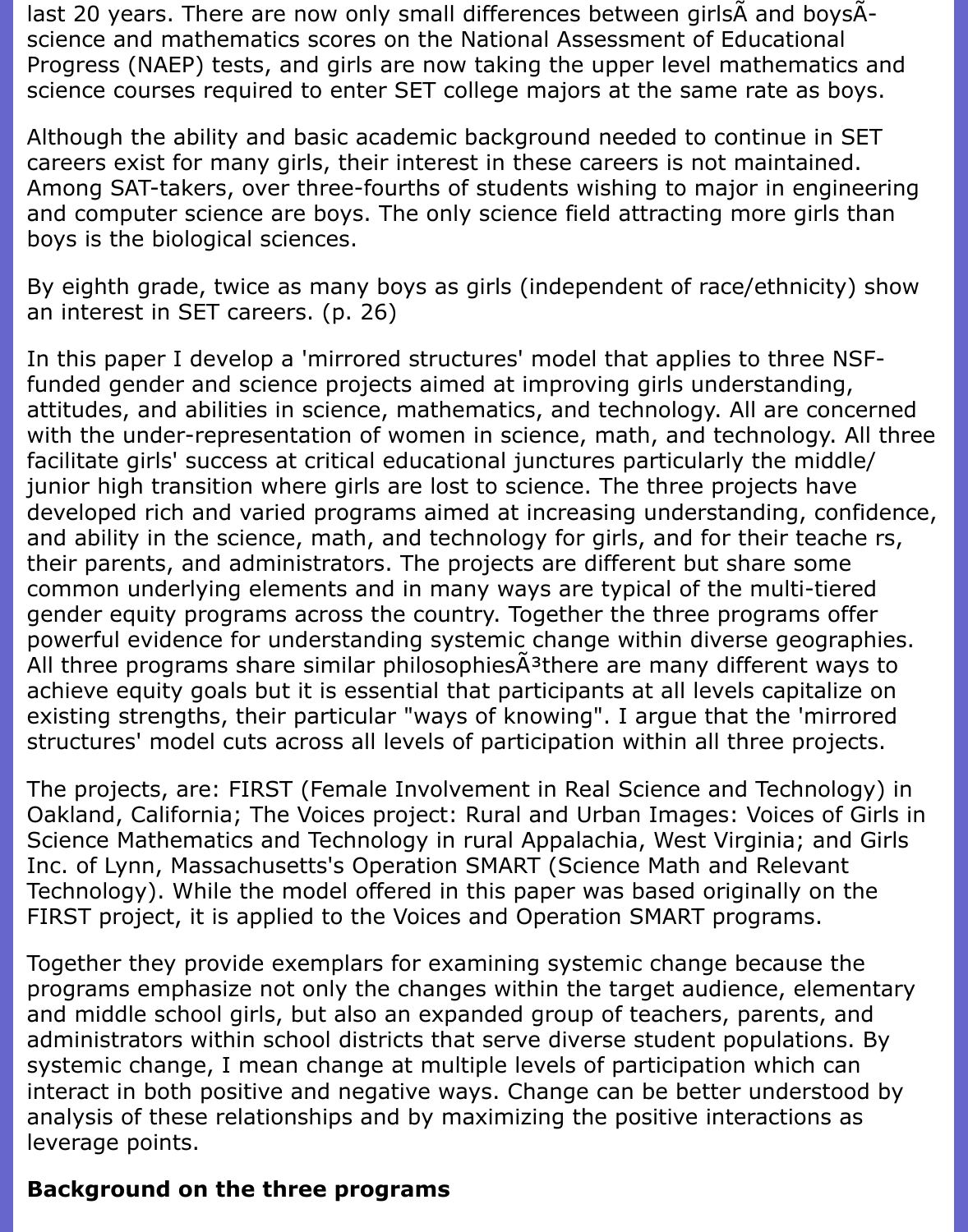last 20 years. There are now only small differences between girlsÃ and boysÃ- science and mathematics scores on the National Assessment of Educational Progress (NAEP) tests, and girls are now taking the upper level mathematics and science courses required to enter SET college majors at the same rate as boys.

Although the ability and basic academic background needed to continue in SET careers exist for many girls, their interest in these careers is not maintained. Among SAT-takers, over three-fourths of students wishing to major in engineering and computer science are boys. The only science field attracting more girls than boys is the biological sciences.

By eighth grade, twice as many boys as girls (independent of race/ethnicity) show an interest in SET careers. (p. 26)

In this paper I develop a 'mirrored structures' model that applies to three NSF-funded gender and science projects aimed at improving girls understanding, attitudes, and abilities in science, mathematics, and technology. All are concerned with the under-representation of women in science, math, and technology. All three facilitate girls' success at critical educational junctures particularly the middle/ junior high transition where girls are lost to science. The three projects have developed rich and varied programs aimed at increasing understanding, confidence, and ability in the science, math, and technology for girls, and for their teache rs, their parents, and administrators. The projects are different but share some common underlying elements and in many ways are typical of the multi-tiered gender equity programs across the country. Together the three programs offer powerful evidence for understanding systemic change within diverse geographies. All three programs share similar philosophiesÃ³there are many different ways to achieve equity goals but it is essential that participants at all levels capitalize on existing strengths, their particular "ways of knowing". I argue that the 'mirrored structures' model cuts across all levels of participation within all three projects.

The projects, are: FIRST (Female Involvement in Real Science and Technology) in Oakland, California; The Voices project: Rural and Urban Images: Voices of Girls in Science Mathematics and Technology in rural Appalachia, West Virginia; and Girls Inc. of Lynn, Massachusetts's Operation SMART (Science Math and Relevant Technology). While the model offered in this paper was based originally on the FIRST project, it is applied to the Voices and Operation SMART programs.

Together they provide exemplars for examining systemic change because the programs emphasize not only the changes within the target audience, elementary and middle school girls, but also an expanded group of teachers, parents, and administrators within school districts that serve diverse student populations. By systemic change, I mean change at multiple levels of participation which can interact in both positive and negative ways. Change can be better understood by analysis of these relationships and by maximizing the positive interactions as leverage points.

**Background on the three programs**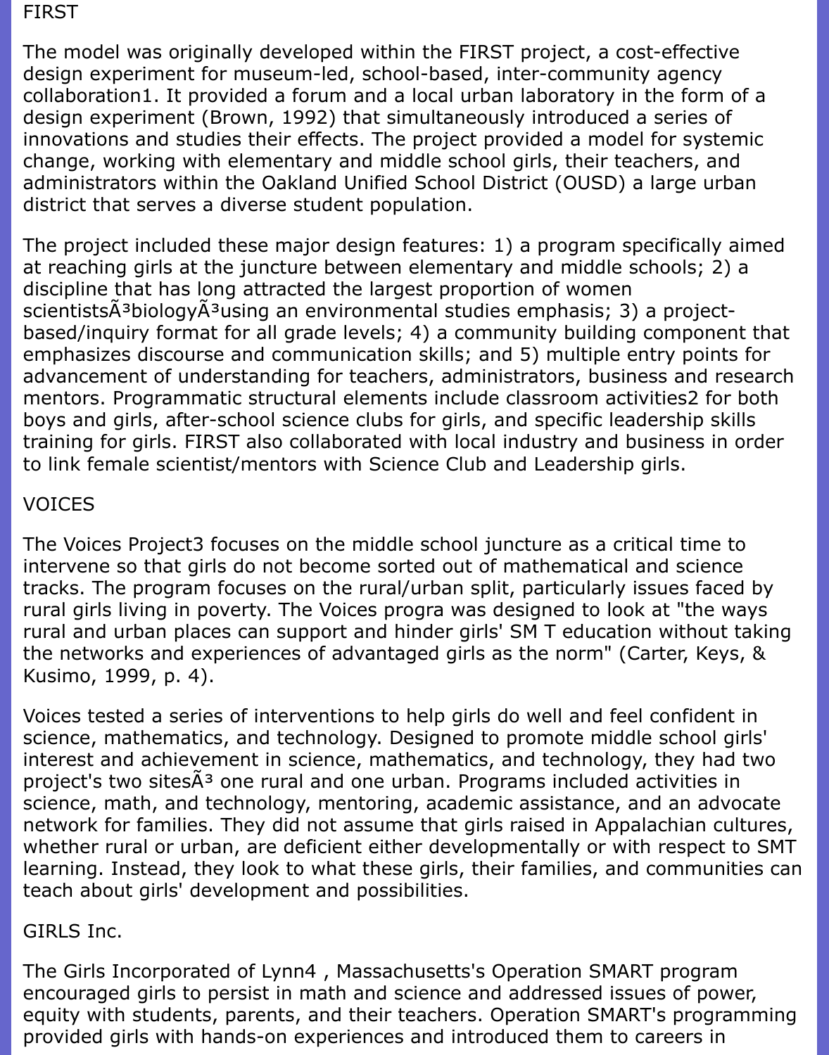## FIRST

The model was originally developed within the FIRST project, a cost-effective design experiment for museum-led, school-based, inter-community agency collaboration1. It provided a forum and a local urban laboratory in the form of a design experiment (Brown, 1992) that simultaneously introduced a series of innovations and studies their effects. The project provided a model for systemic change, working with elementary and middle school girls, their teachers, and administrators within the Oakland Unified School District (OUSD) a large urban district that serves a diverse student population.

The project included these major design features: 1) a program specifically aimed at reaching girls at the juncture between elementary and middle schools; 2) a discipline that has long attracted the largest proportion of women scientistsÃ³biologyÃ³using an environmental studies emphasis; 3) a project-based/inquiry format for all grade levels; 4) a community building component that emphasizes discourse and communication skills; and 5) multiple entry points for advancement of understanding for teachers, administrators, business and research mentors. Programmatic structural elements include classroom activities2 for both boys and girls, after-school science clubs for girls, and specific leadership skills training for girls. FIRST also collaborated with local industry and business in order to link female scientist/mentors with Science Club and Leadership girls.

## VOICES

The Voices Project3 focuses on the middle school juncture as a critical time to intervene so that girls do not become sorted out of mathematical and science tracks. The program focuses on the rural/urban split, particularly issues faced by rural girls living in poverty. The Voices progra was designed to look at "the ways rural and urban places can support and hinder girls' SM T education without taking the networks and experiences of advantaged girls as the norm" (Carter, Keys, & Kusimo, 1999, p. 4).

Voices tested a series of interventions to help girls do well and feel confident in science, mathematics, and technology. Designed to promote middle school girls' interest and achievement in science, mathematics, and technology, they had two project's two sitesÃ³ one rural and one urban. Programs included activities in science, math, and technology, mentoring, academic assistance, and an advocate network for families. They did not assume that girls raised in Appalachian cultures, whether rural or urban, are deficient either developmentally or with respect to SMT learning. Instead, they look to what these girls, their families, and communities can teach about girls' development and possibilities.

## GIRLS Inc.

The Girls Incorporated of Lynn4 , Massachusetts's Operation SMART program encouraged girls to persist in math and science and addressed issues of power, equity with students, parents, and their teachers. Operation SMART's programming provided girls with hands-on experiences and introduced them to careers in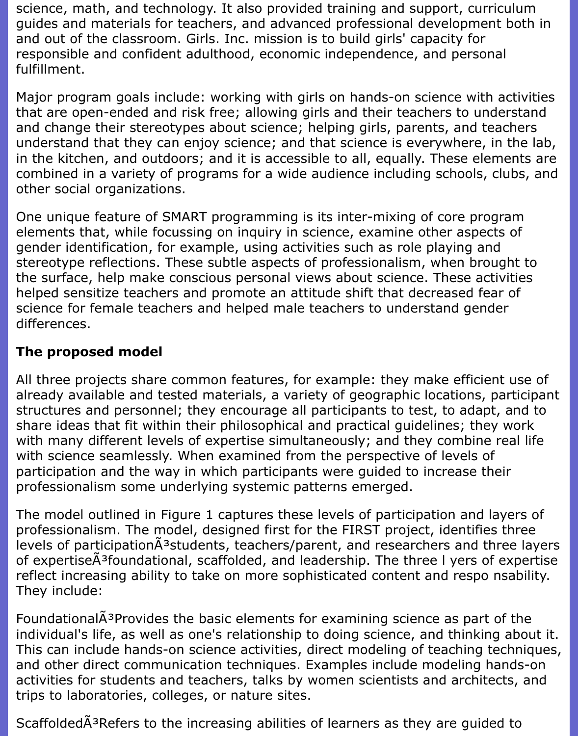science, math, and technology. It also provided training and support, curriculum guides and materials for teachers, and advanced professional development both in and out of the classroom. Girls. Inc. mission is to build girls' capacity for responsible and confident adulthood, economic independence, and personal fulfillment.

Major program goals include: working with girls on hands-on science with activities that are open-ended and risk free; allowing girls and their teachers to understand and change their stereotypes about science; helping girls, parents, and teachers understand that they can enjoy science; and that science is everywhere, in the lab, in the kitchen, and outdoors; and it is accessible to all, equally. These elements are combined in a variety of programs for a wide audience including schools, clubs, and other social organizations.

One unique feature of SMART programming is its inter-mixing of core program elements that, while focussing on inquiry in science, examine other aspects of gender identification, for example, using activities such as role playing and stereotype reflections. These subtle aspects of professionalism, when brought to the surface, help make conscious personal views about science. These activities helped sensitize teachers and promote an attitude shift that decreased fear of science for female teachers and helped male teachers to understand gender differences.

**The proposed model**

All three projects share common features, for example: they make efficient use of already available and tested materials, a variety of geographic locations, participant structures and personnel; they encourage all participants to test, to adapt, and to share ideas that fit within their philosophical and practical guidelines; they work with many different levels of expertise simultaneously; and they combine real life with science seamlessly. When examined from the perspective of levels of participation and the way in which participants were guided to increase their professionalism some underlying systemic patterns emerged.

The model outlined in Figure 1 captures these levels of participation and layers of professionalism. The model, designed first for the FIRST project, identifies three levels of participationÃ³students, teachers/parent, and researchers and three layers of expertiseÃ³foundational, scaffolded, and leadership. The three l yers of expertise reflect increasing ability to take on more sophisticated content and respo nsability. They include:

FoundationalÃ³Provides the basic elements for examining science as part of the individual's life, as well as one's relationship to doing science, and thinking about it. This can include hands-on science activities, direct modeling of teaching techniques, and other direct communication techniques. Examples include modeling hands-on activities for students and teachers, talks by women scientists and architects, and trips to laboratories, colleges, or nature sites.

ScaffoldedÃ³Refers to the increasing abilities of learners as they are guided to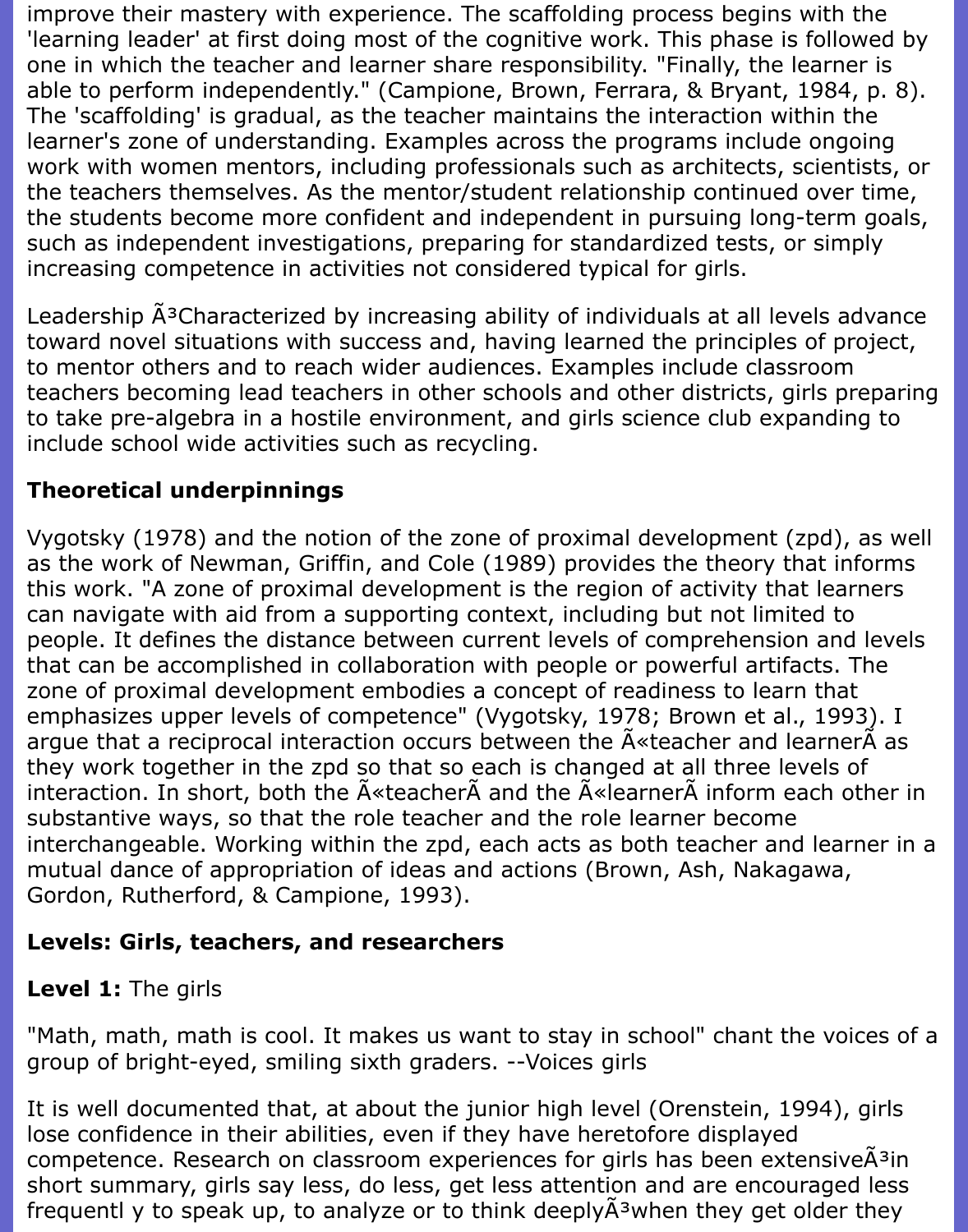improve their mastery with experience. The scaffolding process begins with the 'learning leader' at first doing most of the cognitive work. This phase is followed by one in which the teacher and learner share responsibility. "Finally, the learner is able to perform independently." (Campione, Brown, Ferrara, & Bryant, 1984, p. 8). The 'scaffolding' is gradual, as the teacher maintains the interaction within the learner's zone of understanding. Examples across the programs include ongoing work with women mentors, including professionals such as architects, scientists, or the teachers themselves. As the mentor/student relationship continued over time, the students become more confident and independent in pursuing long-term goals, such as independent investigations, preparing for standardized tests, or simply increasing competence in activities not considered typical for girls.

Leadership Ã³Characterized by increasing ability of individuals at all levels advance toward novel situations with success and, having learned the principles of project, to mentor others and to reach wider audiences. Examples include classroom teachers becoming lead teachers in other schools and other districts, girls preparing to take pre-algebra in a hostile environment, and girls science club expanding to include school wide activities such as recycling.

**Theoretical underpinnings**

Vygotsky (1978) and the notion of the zone of proximal development (zpd), as well as the work of Newman, Griffin, and Cole (1989) provides the theory that informs this work. "A zone of proximal development is the region of activity that learners can navigate with aid from a supporting context, including but not limited to people. It defines the distance between current levels of comprehension and levels that can be accomplished in collaboration with people or powerful artifacts. The zone of proximal development embodies a concept of readiness to learn that emphasizes upper levels of competence" (Vygotsky, 1978; Brown et al., 1993). I argue that a reciprocal interaction occurs between the Ã«teacher and learnerÃ as they work together in the zpd so that so each is changed at all three levels of interaction. In short, both the Ã«teacherÃ and the Ã«learnerÃ inform each other in substantive ways, so that the role teacher and the role learner become interchangeable. Working within the zpd, each acts as both teacher and learner in a mutual dance of appropriation of ideas and actions (Brown, Ash, Nakagawa, Gordon, Rutherford, & Campione, 1993).

**Levels: Girls, teachers, and researchers**

**Level 1:** The girls

"Math, math, math is cool. It makes us want to stay in school" chant the voices of a group of bright-eyed, smiling sixth graders. --Voices girls

It is well documented that, at about the junior high level (Orenstein, 1994), girls lose confidence in their abilities, even if they have heretofore displayed competence. Research on classroom experiences for girls has been extensiveÃ³in short summary, girls say less, do less, get less attention and are encouraged less frequentl y to speak up, to analyze or to think deeplyÃ³when they get older they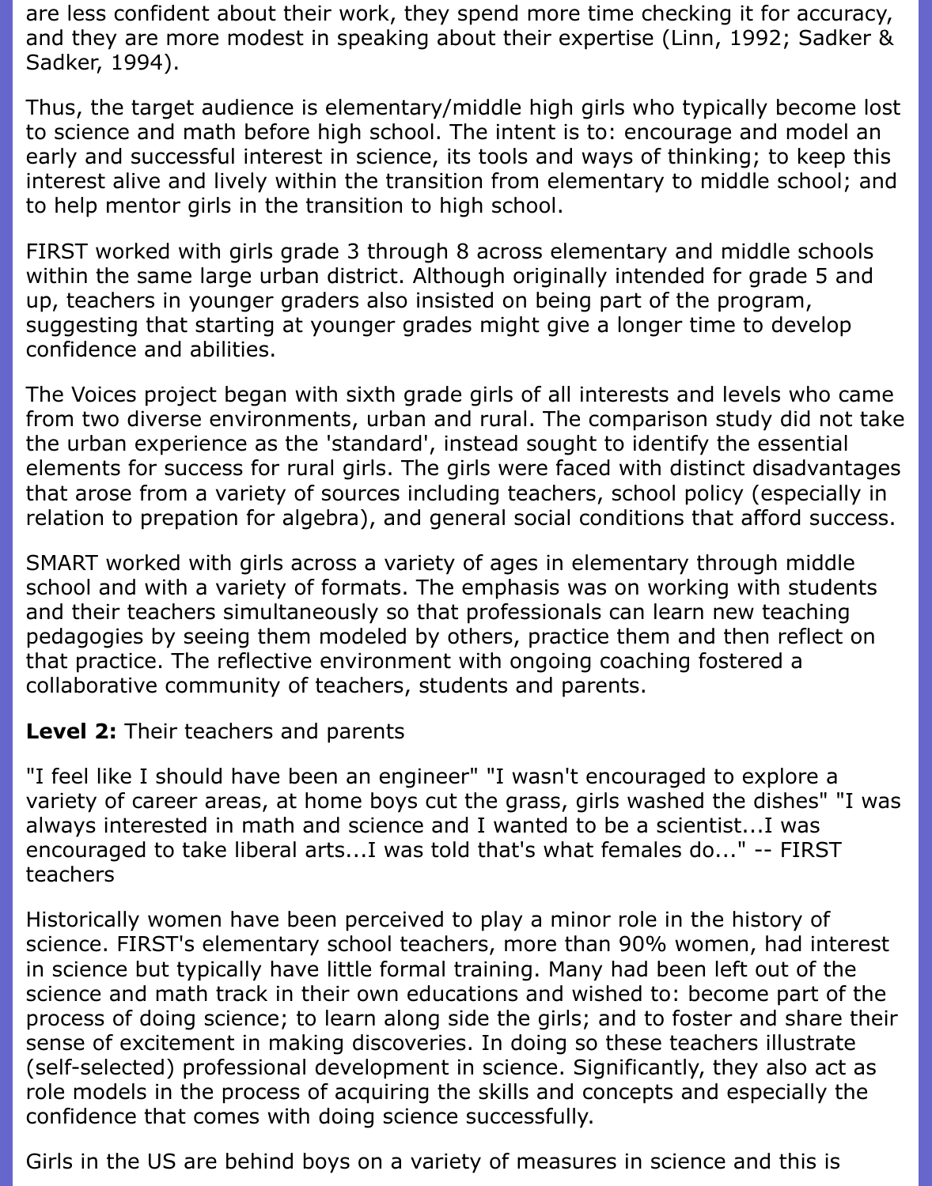are less confident about their work, they spend more time checking it for accuracy, and they are more modest in speaking about their expertise (Linn, 1992; Sadker & Sadker, 1994).

Thus, the target audience is elementary/middle high girls who typically become lost to science and math before high school. The intent is to: encourage and model an early and successful interest in science, its tools and ways of thinking; to keep this interest alive and lively within the transition from elementary to middle school; and to help mentor girls in the transition to high school.

FIRST worked with girls grade 3 through 8 across elementary and middle schools within the same large urban district. Although originally intended for grade 5 and up, teachers in younger graders also insisted on being part of the program, suggesting that starting at younger grades might give a longer time to develop confidence and abilities.

The Voices project began with sixth grade girls of all interests and levels who came from two diverse environments, urban and rural. The comparison study did not take the urban experience as the 'standard', instead sought to identify the essential elements for success for rural girls. The girls were faced with distinct disadvantages that arose from a variety of sources including teachers, school policy (especially in relation to prepation for algebra), and general social conditions that afford success.

SMART worked with girls across a variety of ages in elementary through middle school and with a variety of formats. The emphasis was on working with students and their teachers simultaneously so that professionals can learn new teaching pedagogies by seeing them modeled by others, practice them and then reflect on that practice. The reflective environment with ongoing coaching fostered a collaborative community of teachers, students and parents.

**Level 2:** Their teachers and parents

"I feel like I should have been an engineer" "I wasn't encouraged to explore a variety of career areas, at home boys cut the grass, girls washed the dishes" "I was always interested in math and science and I wanted to be a scientist...I was encouraged to take liberal arts...I was told that's what females do..." -- FIRST teachers

Historically women have been perceived to play a minor role in the history of science. FIRST's elementary school teachers, more than 90% women, had interest in science but typically have little formal training. Many had been left out of the science and math track in their own educations and wished to: become part of the process of doing science; to learn along side the girls; and to foster and share their sense of excitement in making discoveries. In doing so these teachers illustrate (self-selected) professional development in science. Significantly, they also act as role models in the process of acquiring the skills and concepts and especially the confidence that comes with doing science successfully.

Girls in the US are behind boys on a variety of measures in science and this is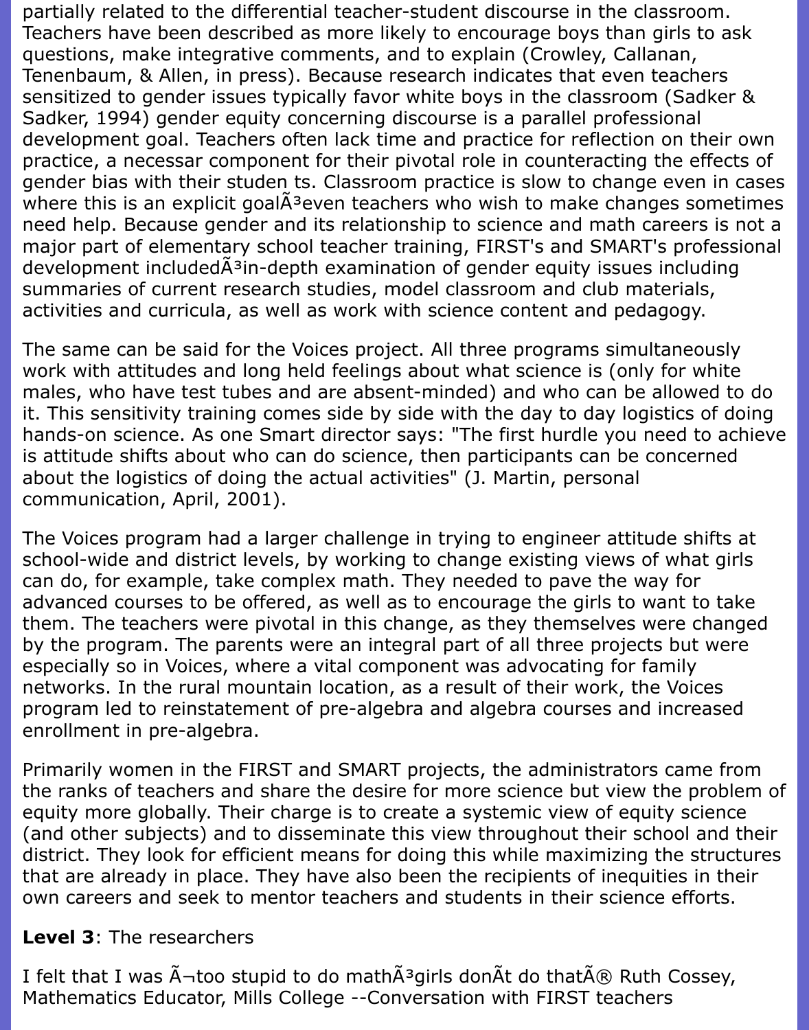partially related to the differential teacher-student discourse in the classroom. Teachers have been described as more likely to encourage boys than girls to ask questions, make integrative comments, and to explain (Crowley, Callanan, Tenenbaum, & Allen, in press). Because research indicates that even teachers sensitized to gender issues typically favor white boys in the classroom (Sadker & Sadker, 1994) gender equity concerning discourse is a parallel professional development goal. Teachers often lack time and practice for reflection on their own practice, a necessar component for their pivotal role in counteracting the effects of gender bias with their studen ts. Classroom practice is slow to change even in cases where this is an explicit goalÃ³even teachers who wish to make changes sometimes need help. Because gender and its relationship to science and math careers is not a major part of elementary school teacher training, FIRST's and SMART's professional development includedÃ³in-depth examination of gender equity issues including summaries of current research studies, model classroom and club materials, activities and curricula, as well as work with science content and pedagogy.

The same can be said for the Voices project. All three programs simultaneously work with attitudes and long held feelings about what science is (only for white males, who have test tubes and are absent-minded) and who can be allowed to do it. This sensitivity training comes side by side with the day to day logistics of doing hands-on science. As one Smart director says: "The first hurdle you need to achieve is attitude shifts about who can do science, then participants can be concerned about the logistics of doing the actual activities" (J. Martin, personal communication, April, 2001).

The Voices program had a larger challenge in trying to engineer attitude shifts at school-wide and district levels, by working to change existing views of what girls can do, for example, take complex math. They needed to pave the way for advanced courses to be offered, as well as to encourage the girls to want to take them. The teachers were pivotal in this change, as they themselves were changed by the program. The parents were an integral part of all three projects but were especially so in Voices, where a vital component was advocating for family networks. In the rural mountain location, as a result of their work, the Voices program led to reinstatement of pre-algebra and algebra courses and increased enrollment in pre-algebra.

Primarily women in the FIRST and SMART projects, the administrators came from the ranks of teachers and share the desire for more science but view the problem of equity more globally. Their charge is to create a systemic view of equity science (and other subjects) and to disseminate this view throughout their school and their district. They look for efficient means for doing this while maximizing the structures that are already in place. They have also been the recipients of inequities in their own careers and seek to mentor teachers and students in their science efforts.

**Level 3**: The researchers

I felt that I was Ã¬too stupid to do mathÃ³girls donÃt do thatÃ® Ruth Cossey, Mathematics Educator, Mills College --Conversation with FIRST teachers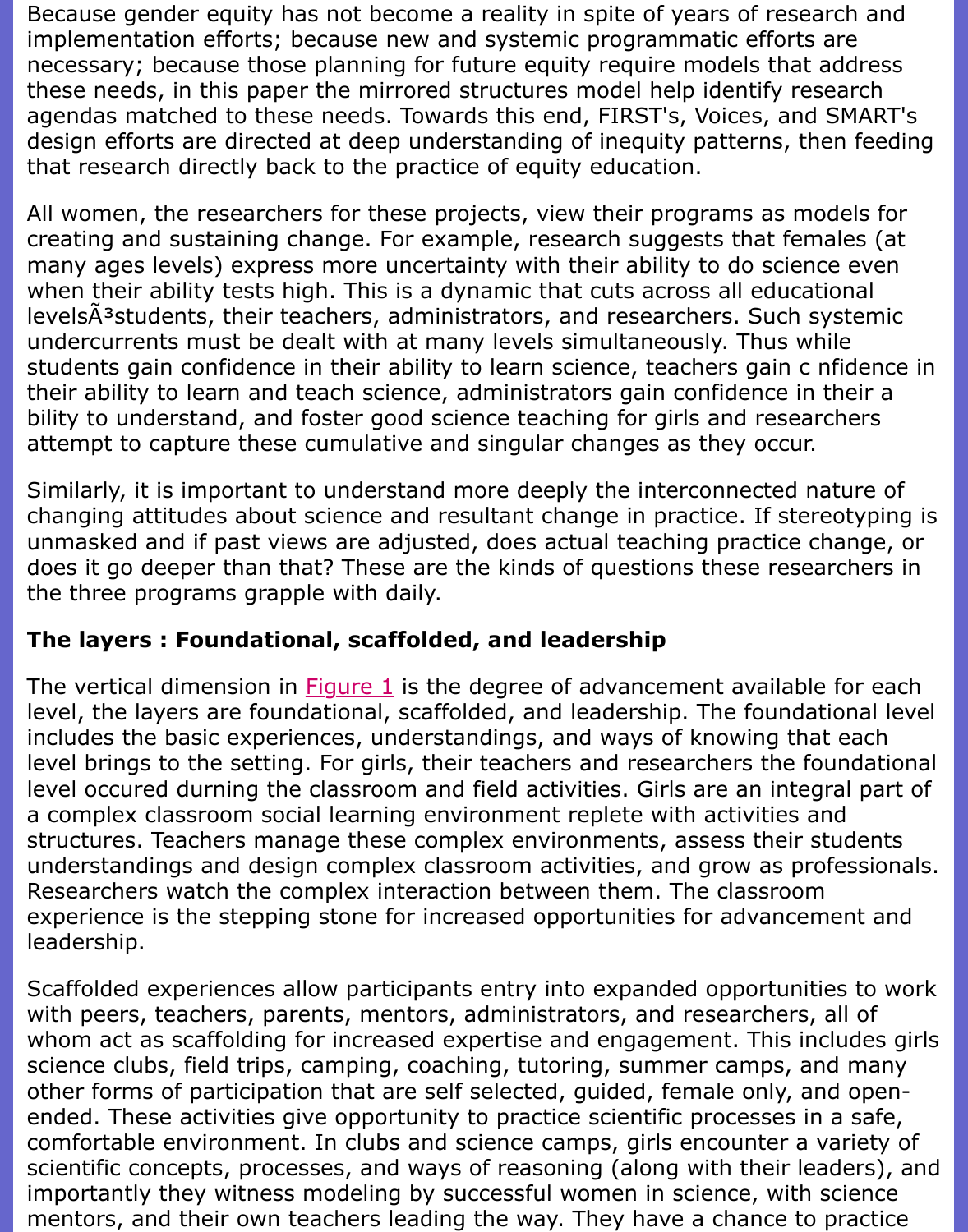Because gender equity has not become a reality in spite of years of research and implementation efforts; because new and systemic programmatic efforts are necessary; because those planning for future equity require models that address these needs, in this paper the mirrored structures model help identify research agendas matched to these needs. Towards this end, FIRST's, Voices, and SMART's design efforts are directed at deep understanding of inequity patterns, then feeding that research directly back to the practice of equity education.

All women, the researchers for these projects, view their programs as models for creating and sustaining change. For example, research suggests that females (at many ages levels) express more uncertainty with their ability to do science even when their ability tests high. This is a dynamic that cuts across all educational levelsÃ³students, their teachers, administrators, and researchers. Such systemic undercurrents must be dealt with at many levels simultaneously. Thus while students gain confidence in their ability to learn science, teachers gain c nfidence in their ability to learn and teach science, administrators gain confidence in their a bility to understand, and foster good science teaching for girls and researchers attempt to capture these cumulative and singular changes as they occur.

Similarly, it is important to understand more deeply the interconnected nature of changing attitudes about science and resultant change in practice. If stereotyping is unmasked and if past views are adjusted, does actual teaching practice change, or does it go deeper than that? These are the kinds of questions these researchers in the three programs grapple with daily.

### The layers : Foundational, scaffolded, and leadership

The vertical dimension in Figure 1 is the degree of advancement available for each level, the layers are foundational, scaffolded, and leadership. The foundational level includes the basic experiences, understandings, and ways of knowing that each level brings to the setting. For girls, their teachers and researchers the foundational level occured durning the classroom and field activities. Girls are an integral part of a complex classroom social learning environment replete with activities and structures. Teachers manage these complex environments, assess their students understandings and design complex classroom activities, and grow as professionals. Researchers watch the complex interaction between them. The classroom experience is the stepping stone for increased opportunities for advancement and leadership.

Scaffolded experiences allow participants entry into expanded opportunities to work with peers, teachers, parents, mentors, administrators, and researchers, all of whom act as scaffolding for increased expertise and engagement. This includes girls science clubs, field trips, camping, coaching, tutoring, summer camps, and many other forms of participation that are self selected, guided, female only, and open-ended. These activities give opportunity to practice scientific processes in a safe, comfortable environment. In clubs and science camps, girls encounter a variety of scientific concepts, processes, and ways of reasoning (along with their leaders), and importantly they witness modeling by successful women in science, with science mentors, and their own teachers leading the way. They have a chance to practice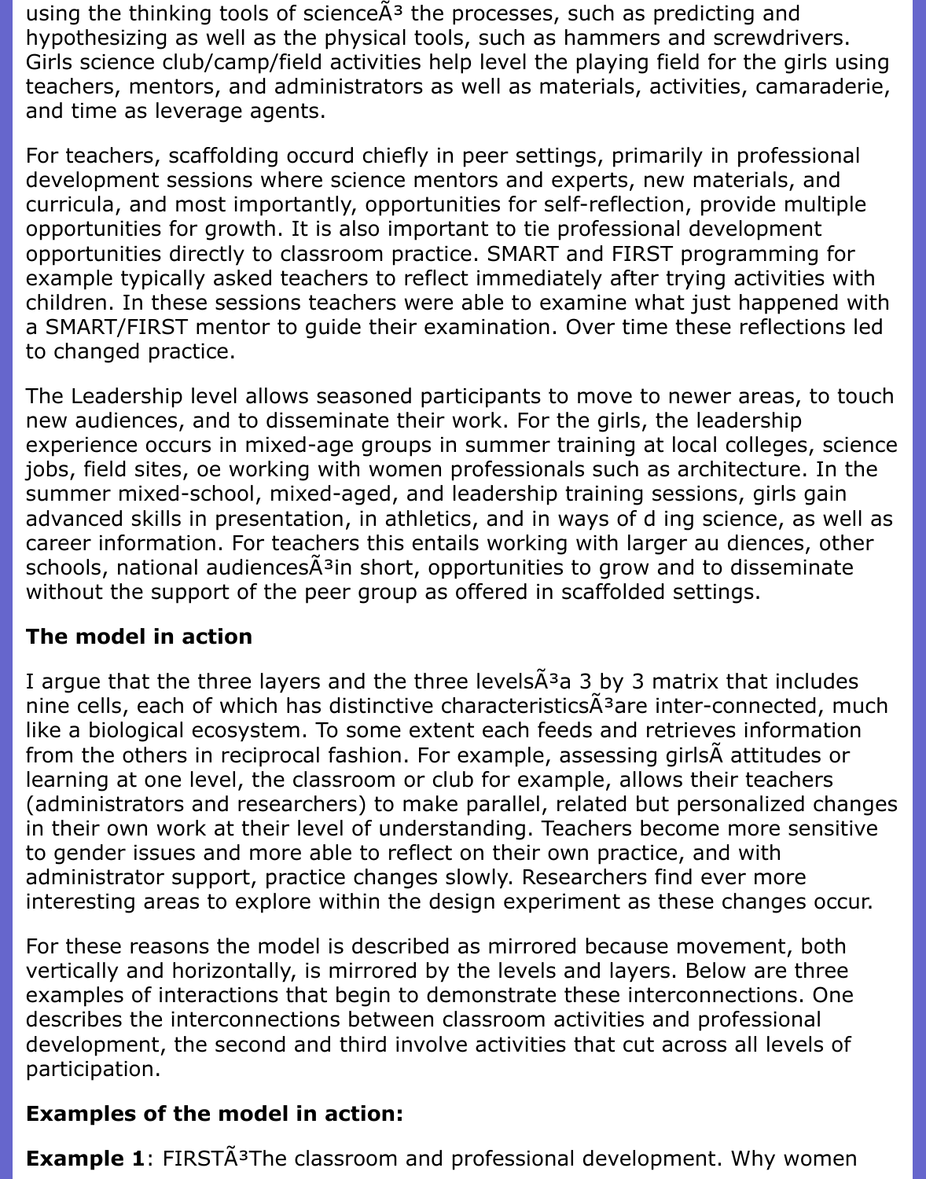using the thinking tools of scienceÃ³ the processes, such as predicting and hypothesizing as well as the physical tools, such as hammers and screwdrivers. Girls science club/camp/field activities help level the playing field for the girls using teachers, mentors, and administrators as well as materials, activities, camaraderie, and time as leverage agents.

For teachers, scaffolding occurd chiefly in peer settings, primarily in professional development sessions where science mentors and experts, new materials, and curricula, and most importantly, opportunities for self-reflection, provide multiple opportunities for growth. It is also important to tie professional development opportunities directly to classroom practice. SMART and FIRST programming for example typically asked teachers to reflect immediately after trying activities with children. In these sessions teachers were able to examine what just happened with a SMART/FIRST mentor to guide their examination. Over time these reflections led to changed practice.

The Leadership level allows seasoned participants to move to newer areas, to touch new audiences, and to disseminate their work. For the girls, the leadership experience occurs in mixed-age groups in summer training at local colleges, science jobs, field sites, oe working with women professionals such as architecture. In the summer mixed-school, mixed-aged, and leadership training sessions, girls gain advanced skills in presentation, in athletics, and in ways of d ing science, as well as career information. For teachers this entails working with larger au diences, other schools, national audiencesÃ³in short, opportunities to grow and to disseminate without the support of the peer group as offered in scaffolded settings.

**The model in action**

I argue that the three layers and the three levelsÃ³a 3 by 3 matrix that includes nine cells, each of which has distinctive characteristicsÃ³are inter-connected, much like a biological ecosystem. To some extent each feeds and retrieves information from the others in reciprocal fashion. For example, assessing girlsÃ attitudes or learning at one level, the classroom or club for example, allows their teachers (administrators and researchers) to make parallel, related but personalized changes in their own work at their level of understanding. Teachers become more sensitive to gender issues and more able to reflect on their own practice, and with administrator support, practice changes slowly. Researchers find ever more interesting areas to explore within the design experiment as these changes occur.

For these reasons the model is described as mirrored because movement, both vertically and horizontally, is mirrored by the levels and layers. Below are three examples of interactions that begin to demonstrate these interconnections. One describes the interconnections between classroom activities and professional development, the second and third involve activities that cut across all levels of participation.

**Examples of the model in action:**

**Example 1**: FIRSTÃ³The classroom and professional development. Why women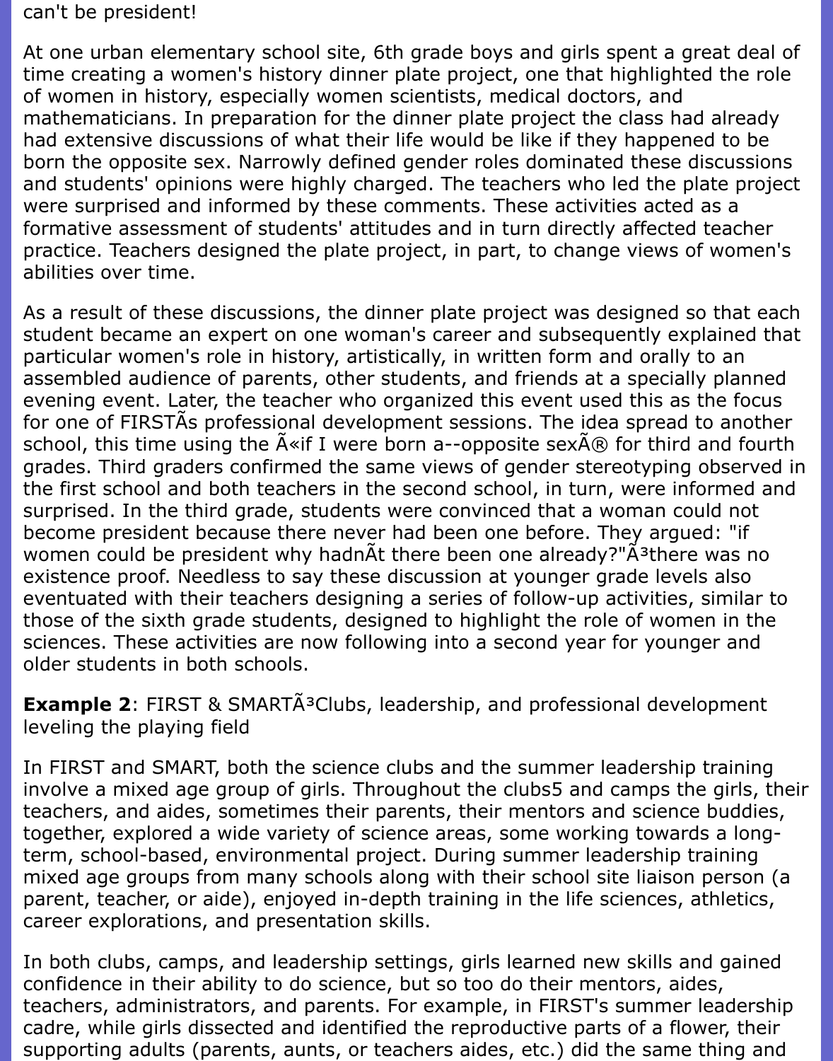can't be president!

At one urban elementary school site, 6th grade boys and girls spent a great deal of time creating a women's history dinner plate project, one that highlighted the role of women in history, especially women scientists, medical doctors, and mathematicians. In preparation for the dinner plate project the class had already had extensive discussions of what their life would be like if they happened to be born the opposite sex. Narrowly defined gender roles dominated these discussions and students' opinions were highly charged. The teachers who led the plate project were surprised and informed by these comments. These activities acted as a formative assessment of students' attitudes and in turn directly affected teacher practice. Teachers designed the plate project, in part, to change views of women's abilities over time.

As a result of these discussions, the dinner plate project was designed so that each student became an expert on one woman's career and subsequently explained that particular women's role in history, artistically, in written form and orally to an assembled audience of parents, other students, and friends at a specially planned evening event. Later, the teacher who organized this event used this as the focus for one of FIRSTÃs professional development sessions. The idea spread to another school, this time using the Ã«if I were born a--opposite sexÃ® for third and fourth grades. Third graders confirmed the same views of gender stereotyping observed in the first school and both teachers in the second school, in turn, were informed and surprised. In the third grade, students were convinced that a woman could not become president because there never had been one before. They argued: "if women could be president why hadnÃt there been one already?"Ã³there was no existence proof. Needless to say these discussion at younger grade levels also eventuated with their teachers designing a series of follow-up activities, similar to those of the sixth grade students, designed to highlight the role of women in the sciences. These activities are now following into a second year for younger and older students in both schools.

**Example 2**: FIRST & SMARTÃ³Clubs, leadership, and professional development leveling the playing field

In FIRST and SMART, both the science clubs and the summer leadership training involve a mixed age group of girls. Throughout the clubs5 and camps the girls, their teachers, and aides, sometimes their parents, their mentors and science buddies, together, explored a wide variety of science areas, some working towards a long-term, school-based, environmental project. During summer leadership training mixed age groups from many schools along with their school site liaison person (a parent, teacher, or aide), enjoyed in-depth training in the life sciences, athletics, career explorations, and presentation skills.

In both clubs, camps, and leadership settings, girls learned new skills and gained confidence in their ability to do science, but so too do their mentors, aides, teachers, administrators, and parents. For example, in FIRST's summer leadership cadre, while girls dissected and identified the reproductive parts of a flower, their supporting adults (parents, aunts, or teachers aides, etc.) did the same thing and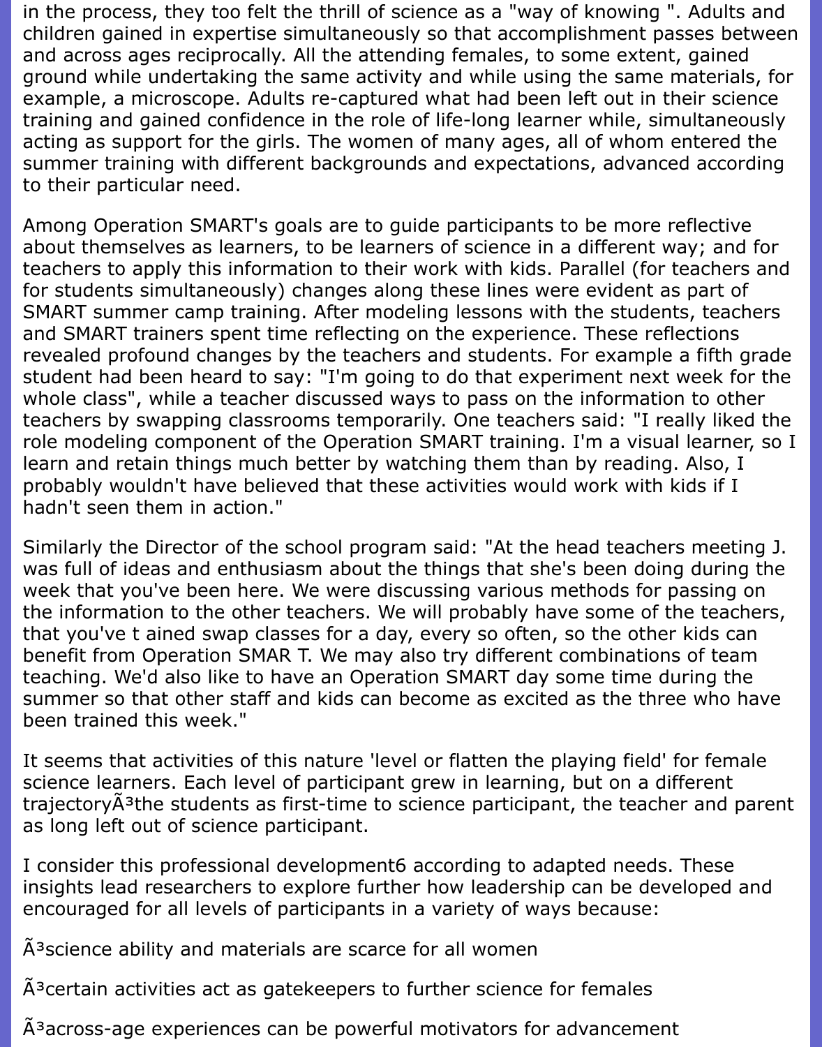in the process, they too felt the thrill of science as a "way of knowing ". Adults and children gained in expertise simultaneously so that accomplishment passes between and across ages reciprocally. All the attending females, to some extent, gained ground while undertaking the same activity and while using the same materials, for example, a microscope. Adults re-captured what had been left out in their science training and gained confidence in the role of life-long learner while, simultaneously acting as support for the girls. The women of many ages, all of whom entered the summer training with different backgrounds and expectations, advanced according to their particular need.

Among Operation SMART's goals are to guide participants to be more reflective about themselves as learners, to be learners of science in a different way; and for teachers to apply this information to their work with kids. Parallel (for teachers and for students simultaneously) changes along these lines were evident as part of SMART summer camp training. After modeling lessons with the students, teachers and SMART trainers spent time reflecting on the experience. These reflections revealed profound changes by the teachers and students. For example a fifth grade student had been heard to say: "I'm going to do that experiment next week for the whole class", while a teacher discussed ways to pass on the information to other teachers by swapping classrooms temporarily. One teachers said: "I really liked the role modeling component of the Operation SMART training. I'm a visual learner, so I learn and retain things much better by watching them than by reading. Also, I probably wouldn't have believed that these activities would work with kids if I hadn't seen them in action."

Similarly the Director of the school program said: "At the head teachers meeting J. was full of ideas and enthusiasm about the things that she's been doing during the week that you've been here. We were discussing various methods for passing on the information to the other teachers. We will probably have some of the teachers, that you've t ained swap classes for a day, every so often, so the other kids can benefit from Operation SMAR T. We may also try different combinations of team teaching. We'd also like to have an Operation SMART day some time during the summer so that other staff and kids can become as excited as the three who have been trained this week."

It seems that activities of this nature 'level or flatten the playing field' for female science learners. Each level of participant grew in learning, but on a different trajectoryÃ³the students as first-time to science participant, the teacher and parent as long left out of science participant.

I consider this professional development6 according to adapted needs. These insights lead researchers to explore further how leadership can be developed and encouraged for all levels of participants in a variety of ways because:

Ã³science ability and materials are scarce for all women

Ã³certain activities act as gatekeepers to further science for females

Ã³across-age experiences can be powerful motivators for advancement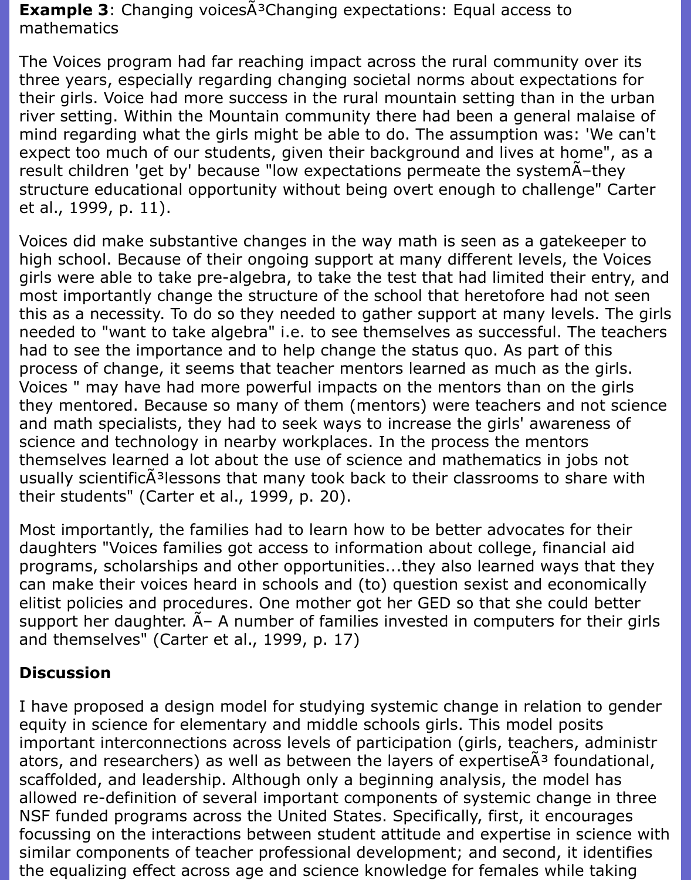**Example 3**: Changing voicesÃ³Changing expectations: Equal access to mathematics

The Voices program had far reaching impact across the rural community over its three years, especially regarding changing societal norms about expectations for their girls. Voice had more success in the rural mountain setting than in the urban river setting. Within the Mountain community there had been a general malaise of mind regarding what the girls might be able to do. The assumption was: 'We can't expect too much of our students, given their background and lives at home", as a result children 'get by' because "low expectations permeate the systemÃ–they structure educational opportunity without being overt enough to challenge" Carter et al., 1999, p. 11).

Voices did make substantive changes in the way math is seen as a gatekeeper to high school. Because of their ongoing support at many different levels, the Voices girls were able to take pre-algebra, to take the test that had limited their entry, and most importantly change the structure of the school that heretofore had not seen this as a necessity. To do so they needed to gather support at many levels. The girls needed to "want to take algebra" i.e. to see themselves as successful. The teachers had to see the importance and to help change the status quo. As part of this process of change, it seems that teacher mentors learned as much as the girls. Voices " may have had more powerful impacts on the mentors than on the girls they mentored. Because so many of them (mentors) were teachers and not science and math specialists, they had to seek ways to increase the girls' awareness of science and technology in nearby workplaces. In the process the mentors themselves learned a lot about the use of science and mathematics in jobs not usually scientificÃ³lessons that many took back to their classrooms to share with their students" (Carter et al., 1999, p. 20).

Most importantly, the families had to learn how to be better advocates for their daughters "Voices families got access to information about college, financial aid programs, scholarships and other opportunities...they also learned ways that they can make their voices heard in schools and (to) question sexist and economically elitist policies and procedures. One mother got her GED so that she could better support her daughter. Ã– A number of families invested in computers for their girls and themselves" (Carter et al., 1999, p. 17)

## Discussion

I have proposed a design model for studying systemic change in relation to gender equity in science for elementary and middle schools girls. This model posits important interconnections across levels of participation (girls, teachers, administr ators, and researchers) as well as between the layers of expertiseÃ³ foundational, scaffolded, and leadership. Although only a beginning analysis, the model has allowed re-definition of several important components of systemic change in three NSF funded programs across the United States. Specifically, first, it encourages focussing on the interactions between student attitude and expertise in science with similar components of teacher professional development; and second, it identifies the equalizing effect across age and science knowledge for females while taking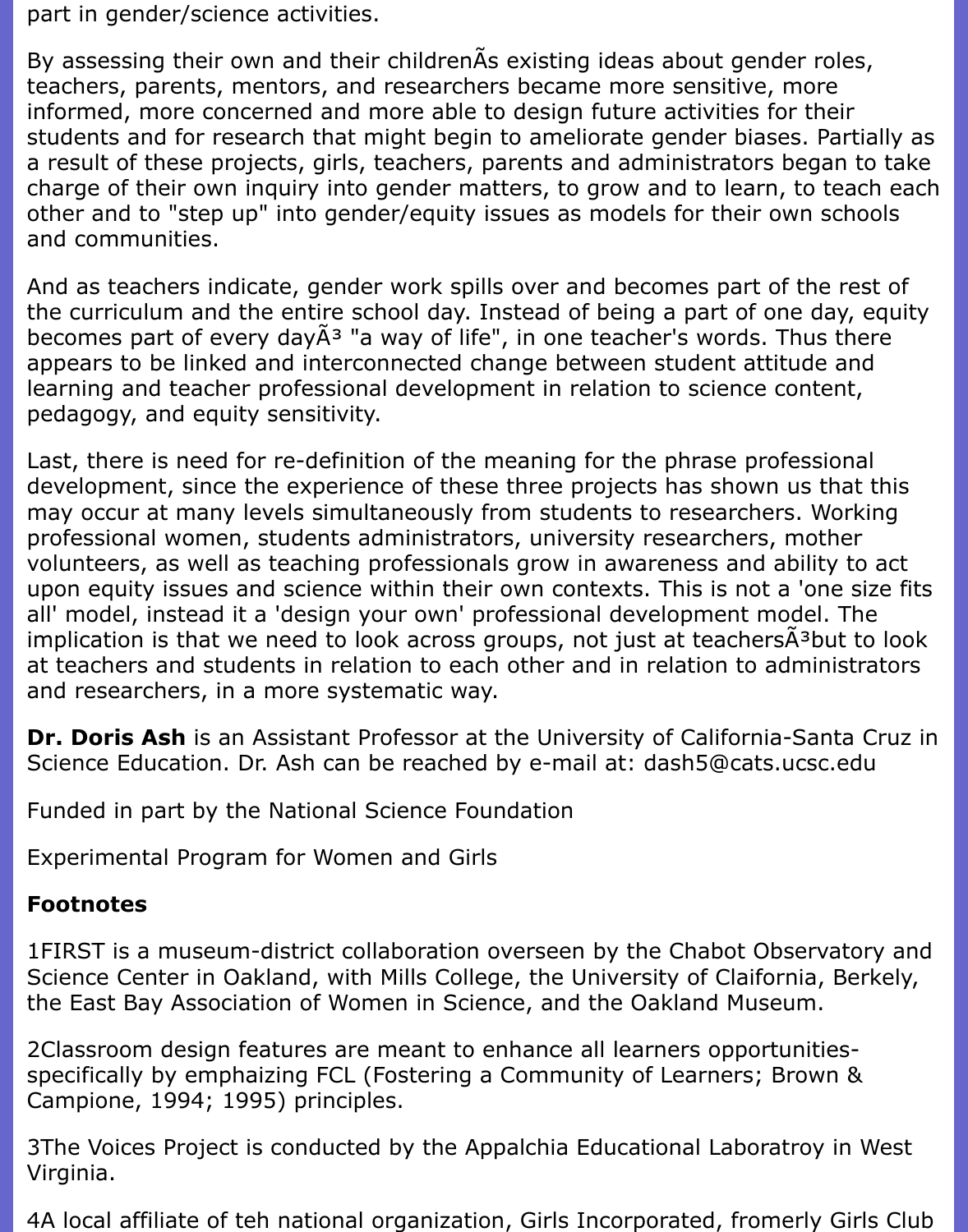part in gender/science activities.

By assessing their own and their childrenÃs existing ideas about gender roles, teachers, parents, mentors, and researchers became more sensitive, more informed, more concerned and more able to design future activities for their students and for research that might begin to ameliorate gender biases. Partially as a result of these projects, girls, teachers, parents and administrators began to take charge of their own inquiry into gender matters, to grow and to learn, to teach each other and to "step up" into gender/equity issues as models for their own schools and communities.

And as teachers indicate, gender work spills over and becomes part of the rest of the curriculum and the entire school day. Instead of being a part of one day, equity becomes part of every dayÃ³ "a way of life", in one teacher's words. Thus there appears to be linked and interconnected change between student attitude and learning and teacher professional development in relation to science content, pedagogy, and equity sensitivity.

Last, there is need for re-definition of the meaning for the phrase professional development, since the experience of these three projects has shown us that this may occur at many levels simultaneously from students to researchers. Working professional women, students administrators, university researchers, mother volunteers, as well as teaching professionals grow in awareness and ability to act upon equity issues and science within their own contexts. This is not a 'one size fits all' model, instead it a 'design your own' professional development model. The implication is that we need to look across groups, not just at teachersÃ³but to look at teachers and students in relation to each other and in relation to administrators and researchers, in a more systematic way.

**Dr. Doris Ash** is an Assistant Professor at the University of California-Santa Cruz in Science Education. Dr. Ash can be reached by e-mail at: dash5@cats.ucsc.edu

Funded in part by the National Science Foundation

Experimental Program for Women and Girls

**Footnotes**

1FIRST is a museum-district collaboration overseen by the Chabot Observatory and Science Center in Oakland, with Mills College, the University of Claifornia, Berkely, the East Bay Association of Women in Science, and the Oakland Museum.

2Classroom design features are meant to enhance all learners opportunities- specifically by emphaizing FCL (Fostering a Community of Learners; Brown & Campione, 1994; 1995) principles.

3The Voices Project is conducted by the Appalchia Educational Laboratroy in West Virginia.

4A local affiliate of teh national organization, Girls Incorporated, fromerly Girls Club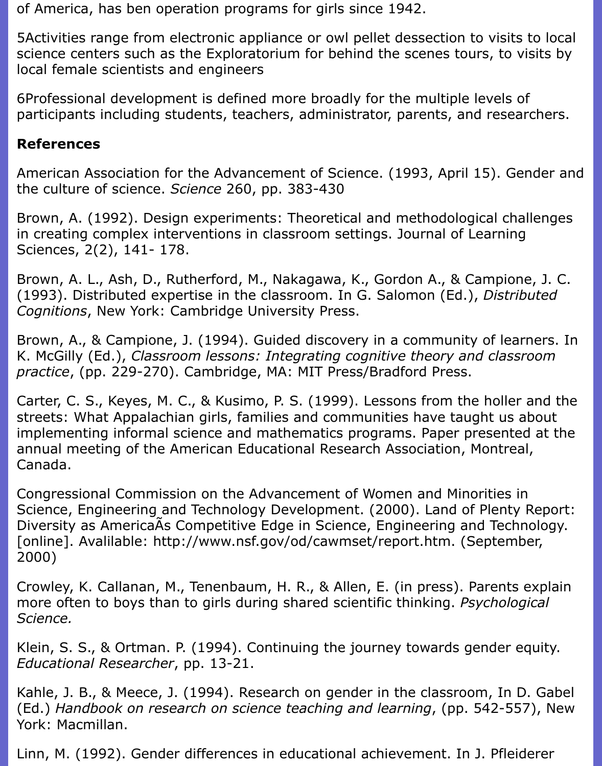of America, has ben operation programs for girls since 1942.

5Activities range from electronic appliance or owl pellet dessection to visits to local science centers such as the Exploratorium for behind the scenes tours, to visits by local female scientists and engineers

6Professional development is defined more broadly for the multiple levels of participants including students, teachers, administrator, parents, and researchers.

**References**

American Association for the Advancement of Science. (1993, April 15). Gender and the culture of science. *Science* 260, pp. 383-430

Brown, A. (1992). Design experiments: Theoretical and methodological challenges in creating complex interventions in classroom settings. Journal of Learning Sciences, 2(2), 141- 178.

Brown, A. L., Ash, D., Rutherford, M., Nakagawa, K., Gordon A., & Campione, J. C. (1993). Distributed expertise in the classroom. In G. Salomon (Ed.), *Distributed Cognitions*, New York: Cambridge University Press.

Brown, A., & Campione, J. (1994). Guided discovery in a community of learners. In K. McGilly (Ed.), *Classroom lessons: Integrating cognitive theory and classroom practice*, (pp. 229-270). Cambridge, MA: MIT Press/Bradford Press.

Carter, C. S., Keyes, M. C., & Kusimo, P. S. (1999). Lessons from the holler and the streets: What Appalachian girls, families and communities have taught us about implementing informal science and mathematics programs. Paper presented at the annual meeting of the American Educational Research Association, Montreal, Canada.

Congressional Commission on the Advancement of Women and Minorities in Science, Engineering and Technology Development. (2000). Land of Plenty Report: Diversity as AmericaÃs Competitive Edge in Science, Engineering and Technology. [online]. Avalilable: http://www.nsf.gov/od/cawmset/report.htm. (September, 2000)

Crowley, K. Callanan, M., Tenenbaum, H. R., & Allen, E. (in press). Parents explain more often to boys than to girls during shared scientific thinking. *Psychological Science.*

Klein, S. S., & Ortman. P. (1994). Continuing the journey towards gender equity. *Educational Researcher*, pp. 13-21.

Kahle, J. B., & Meece, J. (1994). Research on gender in the classroom, In D. Gabel (Ed.) *Handbook on research on science teaching and learning*, (pp. 542-557), New York: Macmillan.

Linn, M. (1992). Gender differences in educational achievement. In J. Pfleiderer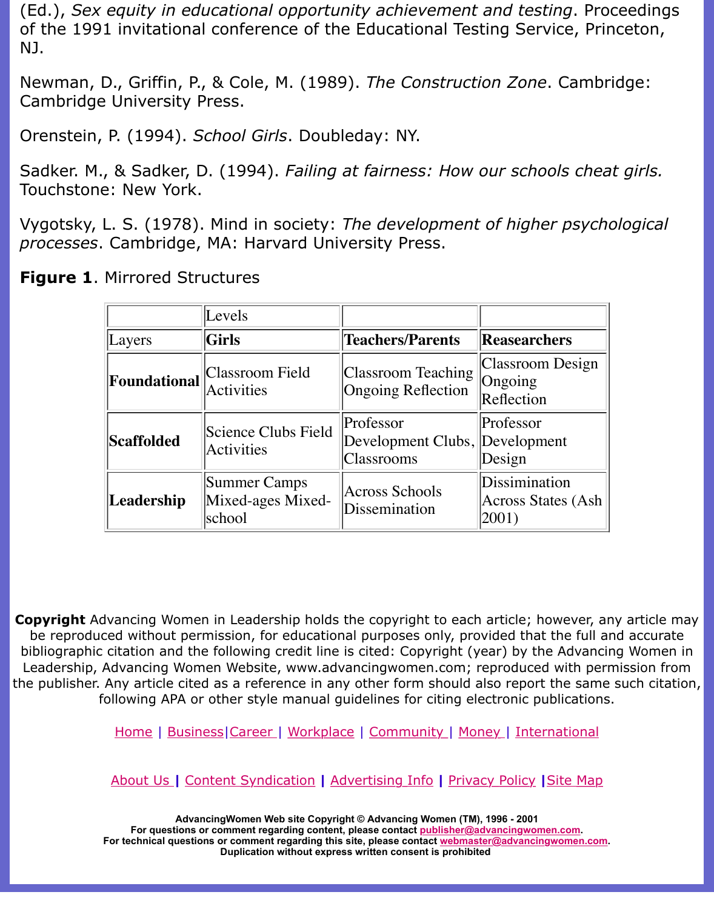(Ed.), *Sex equity in educational opportunity achievement and testing*. Proceedings of the 1991 invitational conference of the Educational Testing Service, Princeton, NJ.

Newman, D., Griffin, P., & Cole, M. (1989). *The Construction Zone*. Cambridge: Cambridge University Press.

Orenstein, P. (1994). *School Girls*. Doubleday: NY.

Sadker. M., & Sadker, D. (1994). *Failing at fairness: How our schools cheat girls.* Touchstone: New York.

Vygotsky, L. S. (1978). Mind in society: *The development of higher psychological processes*. Cambridge, MA: Harvard University Press.

**Figure 1**. Mirrored Structures

| | Levels | | |
|---|---|---|---|
| Layers | **Girls** | **Teachers/Parents** | **Reasearchers** |
| **Foundational** | Classroom Field Activities | Classroom Teaching Ongoing Reflection | Classroom Design Ongoing Reflection |
| **Scaffolded** | Science Clubs Field Activities | Professor Development Clubs, Classrooms | Professor Development Design |
| **Leadership** | Summer Camps Mixed-ages Mixed-school | Across Schools Dissemination | Dissimination Across States (Ash 2001) |

**Copyright** Advancing Women in Leadership holds the copyright to each article; however, any article may be reproduced without permission, for educational purposes only, provided that the full and accurate bibliographic citation and the following credit line is cited: Copyright (year) by the Advancing Women in Leadership, Advancing Women Website, www.advancingwomen.com; reproduced with permission from the publisher. Any article cited as a reference in any other form should also report the same such citation, following APA or other style manual guidelines for citing electronic publications.

Home | Business|Career | Workplace | Community | Money | International

About Us | Content Syndication | Advertising Info | Privacy Policy |Site Map

**AdvancingWomen Web site Copyright © Advancing Women (TM), 1996 - 2001**
**For questions or comment regarding content, please contact publisher@advancingwomen.com.**
**For technical questions or comment regarding this site, please contact webmaster@advancingwomen.com.**
**Duplication without express written consent is prohibited**